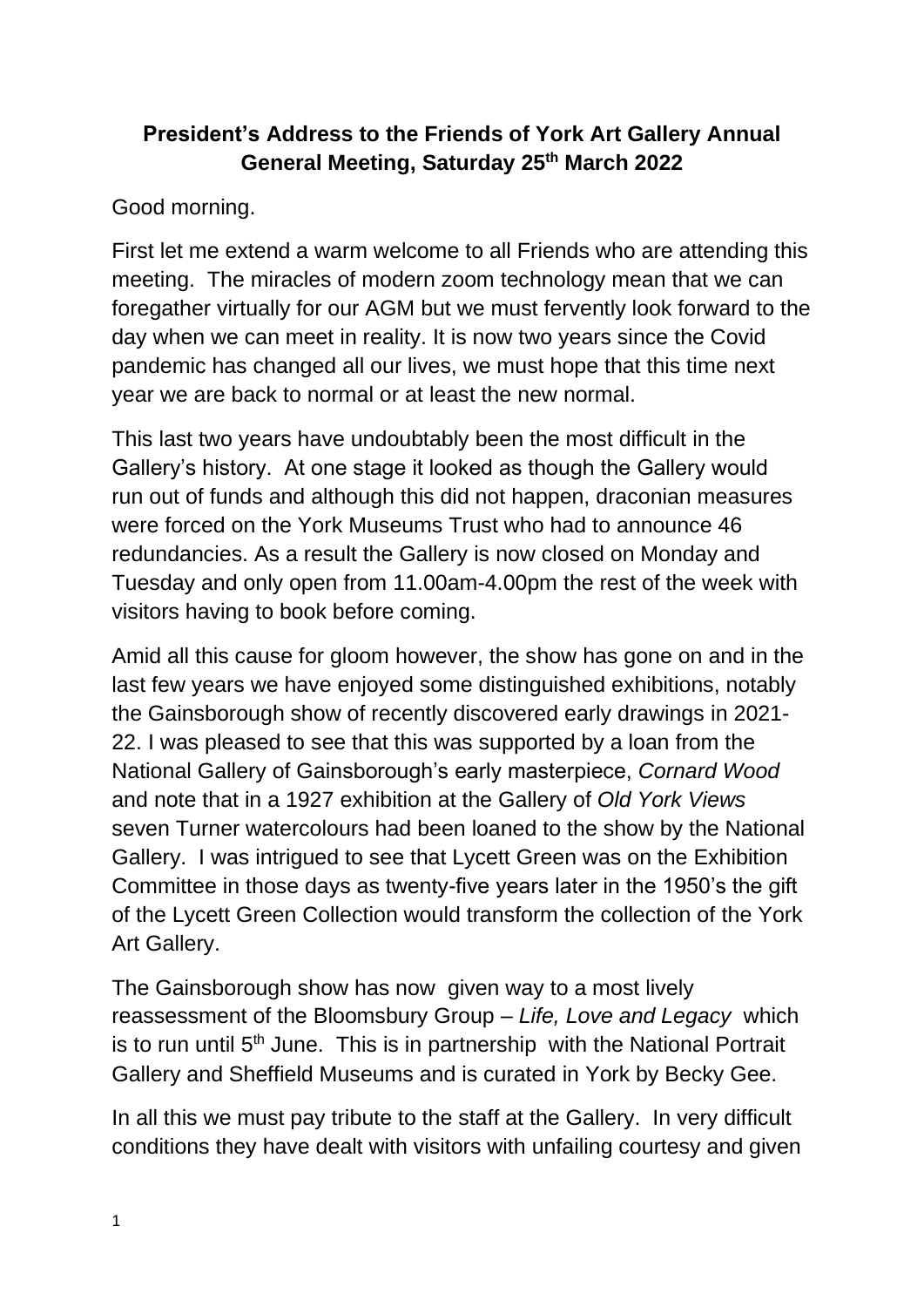**President's Address to the Friends of York Art Gallery Annual General Meeting, Saturday 25th March 2022**

Good morning.

First let me extend a warm welcome to all Friends who are attending this meeting. The miracles of modern zoom technology mean that we can foregather virtually for our AGM but we must fervently look forward to the day when we can meet in reality. It is now two years since the Covid pandemic has changed all our lives, we must hope that this time next year we are back to normal or at least the new normal.

This last two years have undoubtably been the most difficult in the Gallery's history. At one stage it looked as though the Gallery would run out of funds and although this did not happen, draconian measures were forced on the York Museums Trust who had to announce 46 redundancies. As a result the Gallery is now closed on Monday and Tuesday and only open from 11.00am-4.00pm the rest of the week with visitors having to book before coming.

Amid all this cause for gloom however, the show has gone on and in the last few years we have enjoyed some distinguished exhibitions, notably the Gainsborough show of recently discovered early drawings in 2021-22. I was pleased to see that this was supported by a loan from the National Gallery of Gainsborough's early masterpiece, *Cornard Wood* and note that in a 1927 exhibition at the Gallery of *Old York Views* seven Turner watercolours had been loaned to the show by the National Gallery. I was intrigued to see that Lycett Green was on the Exhibition Committee in those days as twenty-five years later in the 1950's the gift of the Lycett Green Collection would transform the collection of the York Art Gallery.

The Gainsborough show has now given way to a most lively reassessment of the Bloomsbury Group – *Life, Love and Legacy* which is to run until 5th June. This is in partnership with the National Portrait Gallery and Sheffield Museums and is curated in York by Becky Gee.

In all this we must pay tribute to the staff at the Gallery. In very difficult conditions they have dealt with visitors with unfailing courtesy and given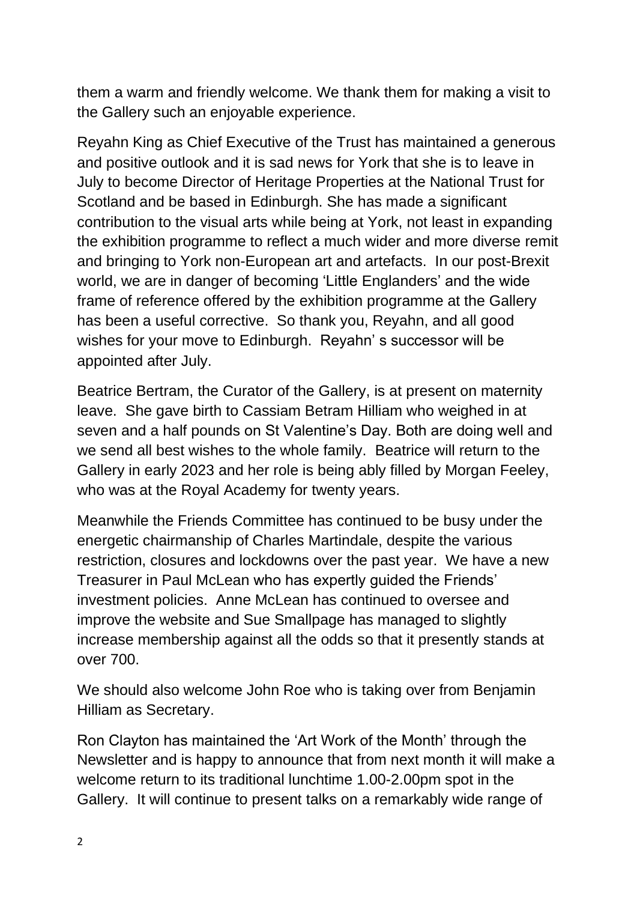them a warm and friendly welcome. We thank them for making a visit to the Gallery such an enjoyable experience.

Reyahn King as Chief Executive of the Trust has maintained a generous and positive outlook and it is sad news for York that she is to leave in July to become Director of Heritage Properties at the National Trust for Scotland and be based in Edinburgh. She has made a significant contribution to the visual arts while being at York, not least in expanding the exhibition programme to reflect a much wider and more diverse remit and bringing to York non-European art and artefacts. In our post-Brexit world, we are in danger of becoming 'Little Englanders' and the wide frame of reference offered by the exhibition programme at the Gallery has been a useful corrective. So thank you, Reyahn, and all good wishes for your move to Edinburgh. Reyahn' s successor will be appointed after July.

Beatrice Bertram, the Curator of the Gallery, is at present on maternity leave. She gave birth to Cassiam Betram Hilliam who weighed in at seven and a half pounds on St Valentine's Day. Both are doing well and we send all best wishes to the whole family. Beatrice will return to the Gallery in early 2023 and her role is being ably filled by Morgan Feeley, who was at the Royal Academy for twenty years.

Meanwhile the Friends Committee has continued to be busy under the energetic chairmanship of Charles Martindale, despite the various restriction, closures and lockdowns over the past year. We have a new Treasurer in Paul McLean who has expertly guided the Friends' investment policies. Anne McLean has continued to oversee and improve the website and Sue Smallpage has managed to slightly increase membership against all the odds so that it presently stands at over 700.

We should also welcome John Roe who is taking over from Benjamin Hilliam as Secretary.

Ron Clayton has maintained the 'Art Work of the Month' through the Newsletter and is happy to announce that from next month it will make a welcome return to its traditional lunchtime 1.00-2.00pm spot in the Gallery. It will continue to present talks on a remarkably wide range of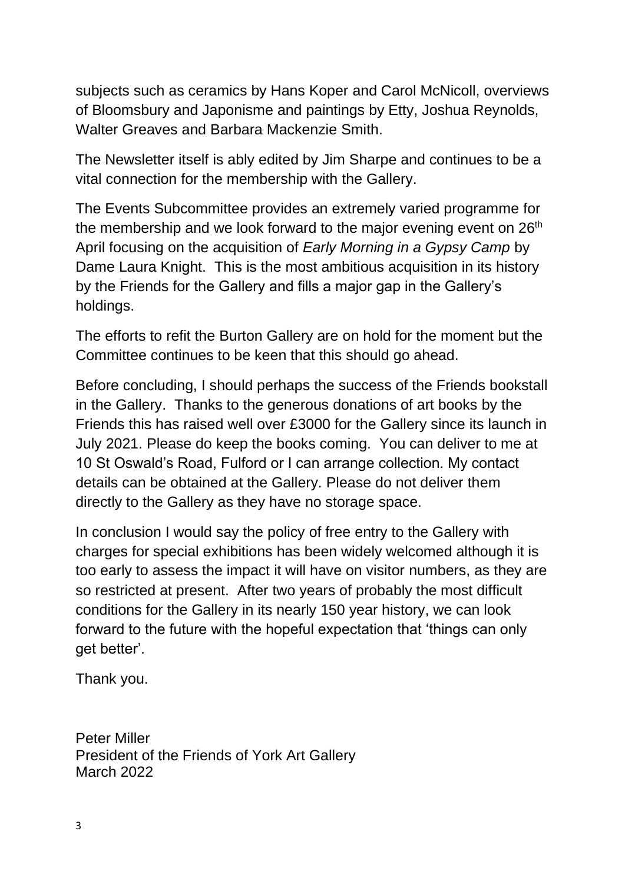subjects such as ceramics by Hans Koper and Carol McNicoll, overviews of Bloomsbury and Japonisme and paintings by Etty, Joshua Reynolds, Walter Greaves and Barbara Mackenzie Smith.

The Newsletter itself is ably edited by Jim Sharpe and continues to be a vital connection for the membership with the Gallery.

The Events Subcommittee provides an extremely varied programme for the membership and we look forward to the major evening event on 26th April focusing on the acquisition of *Early Morning in a Gypsy Camp* by Dame Laura Knight. This is the most ambitious acquisition in its history by the Friends for the Gallery and fills a major gap in the Gallery's holdings.

The efforts to refit the Burton Gallery are on hold for the moment but the Committee continues to be keen that this should go ahead.

Before concluding, I should perhaps the success of the Friends bookstall in the Gallery. Thanks to the generous donations of art books by the Friends this has raised well over £3000 for the Gallery since its launch in July 2021. Please do keep the books coming. You can deliver to me at 10 St Oswald's Road, Fulford or I can arrange collection. My contact details can be obtained at the Gallery. Please do not deliver them directly to the Gallery as they have no storage space.

In conclusion I would say the policy of free entry to the Gallery with charges for special exhibitions has been widely welcomed although it is too early to assess the impact it will have on visitor numbers, as they are so restricted at present. After two years of probably the most difficult conditions for the Gallery in its nearly 150 year history, we can look forward to the future with the hopeful expectation that 'things can only get better'.

Thank you.

Peter Miller
President of the Friends of York Art Gallery
March 2022